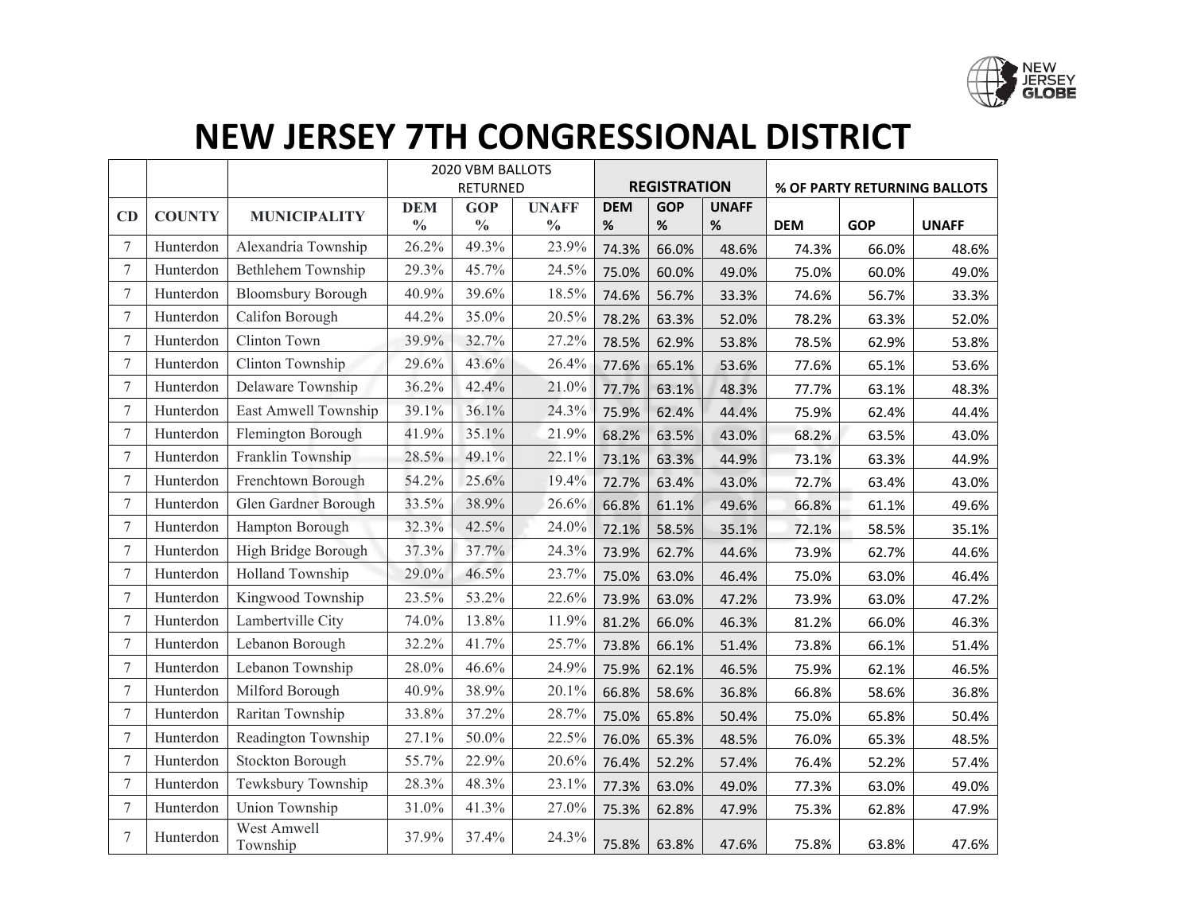# NEW JERSEY 7TH CONGRESSIONAL DISTRICT

| | | | 2020 VBM BALLOTS RETURNED | | | REGISTRATION | | | % OF PARTY RETURNING BALLOTS | | |
|---|---|---|---|---|---|---|---|---|---|---|---|
| CD | COUNTY | MUNICIPALITY | DEM % | GOP % | UNAFF % | DEM % | GOP % | UNAFF % | DEM | GOP | UNAFF |
| 7 | Hunterdon | Alexandria Township | 26.2% | 49.3% | 23.9% | 74.3% | 66.0% | 48.6% | 74.3% | 66.0% | 48.6% |
| 7 | Hunterdon | Bethlehem Township | 29.3% | 45.7% | 24.5% | 75.0% | 60.0% | 49.0% | 75.0% | 60.0% | 49.0% |
| 7 | Hunterdon | Bloomsbury Borough | 40.9% | 39.6% | 18.5% | 74.6% | 56.7% | 33.3% | 74.6% | 56.7% | 33.3% |
| 7 | Hunterdon | Califon Borough | 44.2% | 35.0% | 20.5% | 78.2% | 63.3% | 52.0% | 78.2% | 63.3% | 52.0% |
| 7 | Hunterdon | Clinton Town | 39.9% | 32.7% | 27.2% | 78.5% | 62.9% | 53.8% | 78.5% | 62.9% | 53.8% |
| 7 | Hunterdon | Clinton Township | 29.6% | 43.6% | 26.4% | 77.6% | 65.1% | 53.6% | 77.6% | 65.1% | 53.6% |
| 7 | Hunterdon | Delaware Township | 36.2% | 42.4% | 21.0% | 77.7% | 63.1% | 48.3% | 77.7% | 63.1% | 48.3% |
| 7 | Hunterdon | East Amwell Township | 39.1% | 36.1% | 24.3% | 75.9% | 62.4% | 44.4% | 75.9% | 62.4% | 44.4% |
| 7 | Hunterdon | Flemington Borough | 41.9% | 35.1% | 21.9% | 68.2% | 63.5% | 43.0% | 68.2% | 63.5% | 43.0% |
| 7 | Hunterdon | Franklin Township | 28.5% | 49.1% | 22.1% | 73.1% | 63.3% | 44.9% | 73.1% | 63.3% | 44.9% |
| 7 | Hunterdon | Frenchtown Borough | 54.2% | 25.6% | 19.4% | 72.7% | 63.4% | 43.0% | 72.7% | 63.4% | 43.0% |
| 7 | Hunterdon | Glen Gardner Borough | 33.5% | 38.9% | 26.6% | 66.8% | 61.1% | 49.6% | 66.8% | 61.1% | 49.6% |
| 7 | Hunterdon | Hampton Borough | 32.3% | 42.5% | 24.0% | 72.1% | 58.5% | 35.1% | 72.1% | 58.5% | 35.1% |
| 7 | Hunterdon | High Bridge Borough | 37.3% | 37.7% | 24.3% | 73.9% | 62.7% | 44.6% | 73.9% | 62.7% | 44.6% |
| 7 | Hunterdon | Holland Township | 29.0% | 46.5% | 23.7% | 75.0% | 63.0% | 46.4% | 75.0% | 63.0% | 46.4% |
| 7 | Hunterdon | Kingwood Township | 23.5% | 53.2% | 22.6% | 73.9% | 63.0% | 47.2% | 73.9% | 63.0% | 47.2% |
| 7 | Hunterdon | Lambertville City | 74.0% | 13.8% | 11.9% | 81.2% | 66.0% | 46.3% | 81.2% | 66.0% | 46.3% |
| 7 | Hunterdon | Lebanon Borough | 32.2% | 41.7% | 25.7% | 73.8% | 66.1% | 51.4% | 73.8% | 66.1% | 51.4% |
| 7 | Hunterdon | Lebanon Township | 28.0% | 46.6% | 24.9% | 75.9% | 62.1% | 46.5% | 75.9% | 62.1% | 46.5% |
| 7 | Hunterdon | Milford Borough | 40.9% | 38.9% | 20.1% | 66.8% | 58.6% | 36.8% | 66.8% | 58.6% | 36.8% |
| 7 | Hunterdon | Raritan Township | 33.8% | 37.2% | 28.7% | 75.0% | 65.8% | 50.4% | 75.0% | 65.8% | 50.4% |
| 7 | Hunterdon | Readington Township | 27.1% | 50.0% | 22.5% | 76.0% | 65.3% | 48.5% | 76.0% | 65.3% | 48.5% |
| 7 | Hunterdon | Stockton Borough | 55.7% | 22.9% | 20.6% | 76.4% | 52.2% | 57.4% | 76.4% | 52.2% | 57.4% |
| 7 | Hunterdon | Tewksbury Township | 28.3% | 48.3% | 23.1% | 77.3% | 63.0% | 49.0% | 77.3% | 63.0% | 49.0% |
| 7 | Hunterdon | Union Township | 31.0% | 41.3% | 27.0% | 75.3% | 62.8% | 47.9% | 75.3% | 62.8% | 47.9% |
| 7 | Hunterdon | West Amwell Township | 37.9% | 37.4% | 24.3% | 75.8% | 63.8% | 47.6% | 75.8% | 63.8% | 47.6% |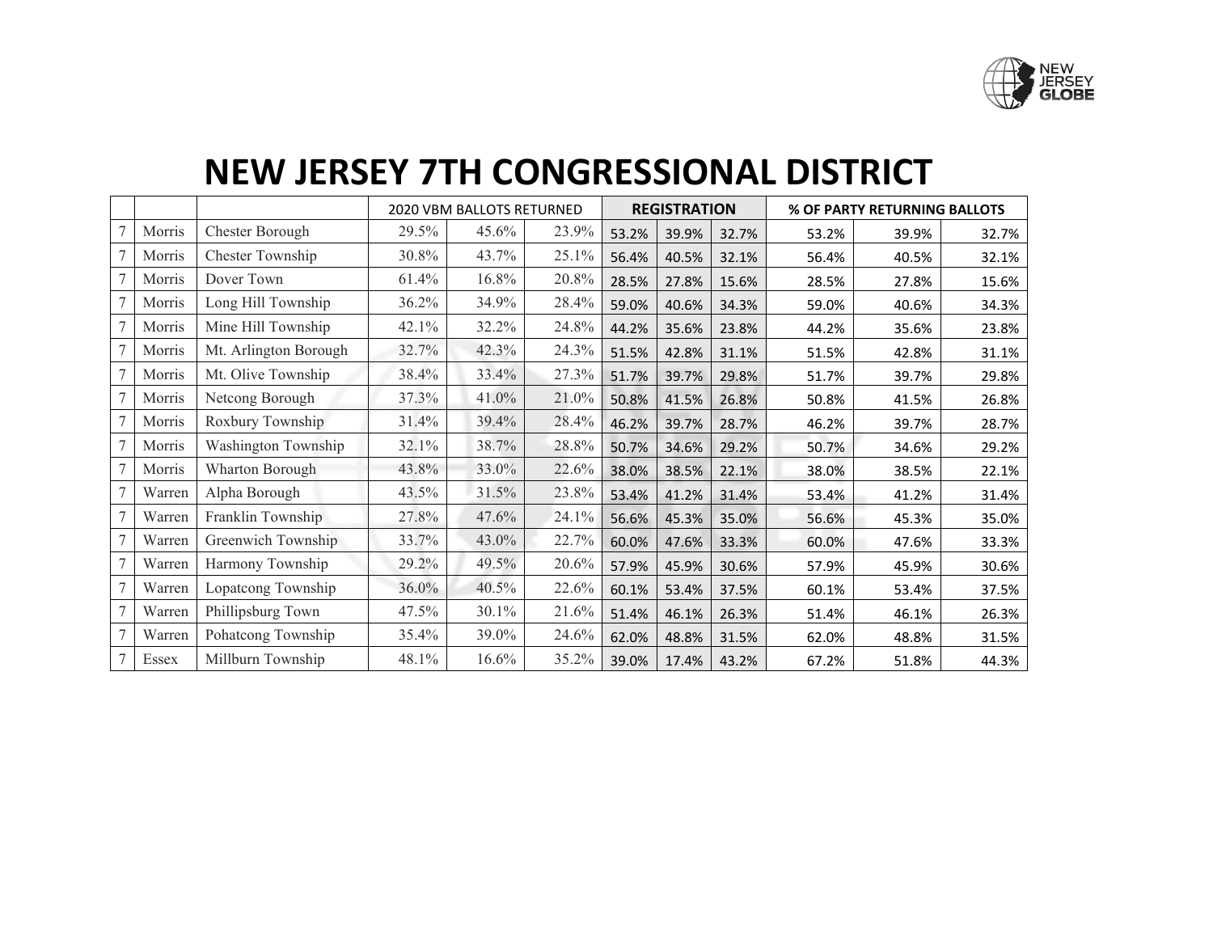# NEW JERSEY 7TH CONGRESSIONAL DISTRICT

| | | | 2020 VBM BALLOTS RETURNED | | | **REGISTRATION** | | | **% OF PARTY RETURNING BALLOTS** | | |
|---|---|---|---|---|---|---|---|---|---|---|---|
| 7 | Morris | Chester Borough | 29.5% | 45.6% | 23.9% | 53.2% | 39.9% | 32.7% | 53.2% | 39.9% | 32.7% |
| 7 | Morris | Chester Township | 30.8% | 43.7% | 25.1% | 56.4% | 40.5% | 32.1% | 56.4% | 40.5% | 32.1% |
| 7 | Morris | Dover Town | 61.4% | 16.8% | 20.8% | 28.5% | 27.8% | 15.6% | 28.5% | 27.8% | 15.6% |
| 7 | Morris | Long Hill Township | 36.2% | 34.9% | 28.4% | 59.0% | 40.6% | 34.3% | 59.0% | 40.6% | 34.3% |
| 7 | Morris | Mine Hill Township | 42.1% | 32.2% | 24.8% | 44.2% | 35.6% | 23.8% | 44.2% | 35.6% | 23.8% |
| 7 | Morris | Mt. Arlington Borough | 32.7% | 42.3% | 24.3% | 51.5% | 42.8% | 31.1% | 51.5% | 42.8% | 31.1% |
| 7 | Morris | Mt. Olive Township | 38.4% | 33.4% | 27.3% | 51.7% | 39.7% | 29.8% | 51.7% | 39.7% | 29.8% |
| 7 | Morris | Netcong Borough | 37.3% | 41.0% | 21.0% | 50.8% | 41.5% | 26.8% | 50.8% | 41.5% | 26.8% |
| 7 | Morris | Roxbury Township | 31.4% | 39.4% | 28.4% | 46.2% | 39.7% | 28.7% | 46.2% | 39.7% | 28.7% |
| 7 | Morris | Washington Township | 32.1% | 38.7% | 28.8% | 50.7% | 34.6% | 29.2% | 50.7% | 34.6% | 29.2% |
| 7 | Morris | Wharton Borough | 43.8% | 33.0% | 22.6% | 38.0% | 38.5% | 22.1% | 38.0% | 38.5% | 22.1% |
| 7 | Warren | Alpha Borough | 43.5% | 31.5% | 23.8% | 53.4% | 41.2% | 31.4% | 53.4% | 41.2% | 31.4% |
| 7 | Warren | Franklin Township | 27.8% | 47.6% | 24.1% | 56.6% | 45.3% | 35.0% | 56.6% | 45.3% | 35.0% |
| 7 | Warren | Greenwich Township | 33.7% | 43.0% | 22.7% | 60.0% | 47.6% | 33.3% | 60.0% | 47.6% | 33.3% |
| 7 | Warren | Harmony Township | 29.2% | 49.5% | 20.6% | 57.9% | 45.9% | 30.6% | 57.9% | 45.9% | 30.6% |
| 7 | Warren | Lopatcong Township | 36.0% | 40.5% | 22.6% | 60.1% | 53.4% | 37.5% | 60.1% | 53.4% | 37.5% |
| 7 | Warren | Phillipsburg Town | 47.5% | 30.1% | 21.6% | 51.4% | 46.1% | 26.3% | 51.4% | 46.1% | 26.3% |
| 7 | Warren | Pohatcong Township | 35.4% | 39.0% | 24.6% | 62.0% | 48.8% | 31.5% | 62.0% | 48.8% | 31.5% |
| 7 | Essex | Millburn Township | 48.1% | 16.6% | 35.2% | 39.0% | 17.4% | 43.2% | 67.2% | 51.8% | 44.3% |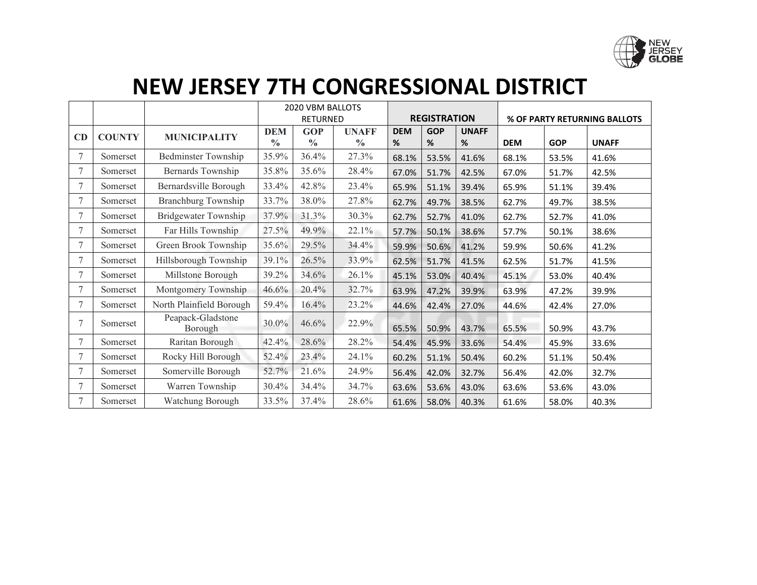# NEW JERSEY 7TH CONGRESSIONAL DISTRICT

| | | | 2020 VBM BALLOTS RETURNED | | | REGISTRATION | | | % OF PARTY RETURNING BALLOTS | | |
|---|---|---|---|---|---|---|---|---|---|---|---|
| CD | COUNTY | MUNICIPALITY | DEM % | GOP % | UNAFF % | DEM % | GOP % | UNAFF % | DEM | GOP | UNAFF |
| 7 | Somerset | Bedminster Township | 35.9% | 36.4% | 27.3% | 68.1% | 53.5% | 41.6% | 68.1% | 53.5% | 41.6% |
| 7 | Somerset | Bernards Township | 35.8% | 35.6% | 28.4% | 67.0% | 51.7% | 42.5% | 67.0% | 51.7% | 42.5% |
| 7 | Somerset | Bernardsville Borough | 33.4% | 42.8% | 23.4% | 65.9% | 51.1% | 39.4% | 65.9% | 51.1% | 39.4% |
| 7 | Somerset | Branchburg Township | 33.7% | 38.0% | 27.8% | 62.7% | 49.7% | 38.5% | 62.7% | 49.7% | 38.5% |
| 7 | Somerset | Bridgewater Township | 37.9% | 31.3% | 30.3% | 62.7% | 52.7% | 41.0% | 62.7% | 52.7% | 41.0% |
| 7 | Somerset | Far Hills Township | 27.5% | 49.9% | 22.1% | 57.7% | 50.1% | 38.6% | 57.7% | 50.1% | 38.6% |
| 7 | Somerset | Green Brook Township | 35.6% | 29.5% | 34.4% | 59.9% | 50.6% | 41.2% | 59.9% | 50.6% | 41.2% |
| 7 | Somerset | Hillsborough Township | 39.1% | 26.5% | 33.9% | 62.5% | 51.7% | 41.5% | 62.5% | 51.7% | 41.5% |
| 7 | Somerset | Millstone Borough | 39.2% | 34.6% | 26.1% | 45.1% | 53.0% | 40.4% | 45.1% | 53.0% | 40.4% |
| 7 | Somerset | Montgomery Township | 46.6% | 20.4% | 32.7% | 63.9% | 47.2% | 39.9% | 63.9% | 47.2% | 39.9% |
| 7 | Somerset | North Plainfield Borough | 59.4% | 16.4% | 23.2% | 44.6% | 42.4% | 27.0% | 44.6% | 42.4% | 27.0% |
| 7 | Somerset | Peapack-Gladstone Borough | 30.0% | 46.6% | 22.9% | 65.5% | 50.9% | 43.7% | 65.5% | 50.9% | 43.7% |
| 7 | Somerset | Raritan Borough | 42.4% | 28.6% | 28.2% | 54.4% | 45.9% | 33.6% | 54.4% | 45.9% | 33.6% |
| 7 | Somerset | Rocky Hill Borough | 52.4% | 23.4% | 24.1% | 60.2% | 51.1% | 50.4% | 60.2% | 51.1% | 50.4% |
| 7 | Somerset | Somerville Borough | 52.7% | 21.6% | 24.9% | 56.4% | 42.0% | 32.7% | 56.4% | 42.0% | 32.7% |
| 7 | Somerset | Warren Township | 30.4% | 34.4% | 34.7% | 63.6% | 53.6% | 43.0% | 63.6% | 53.6% | 43.0% |
| 7 | Somerset | Watchung Borough | 33.5% | 37.4% | 28.6% | 61.6% | 58.0% | 40.3% | 61.6% | 58.0% | 40.3% |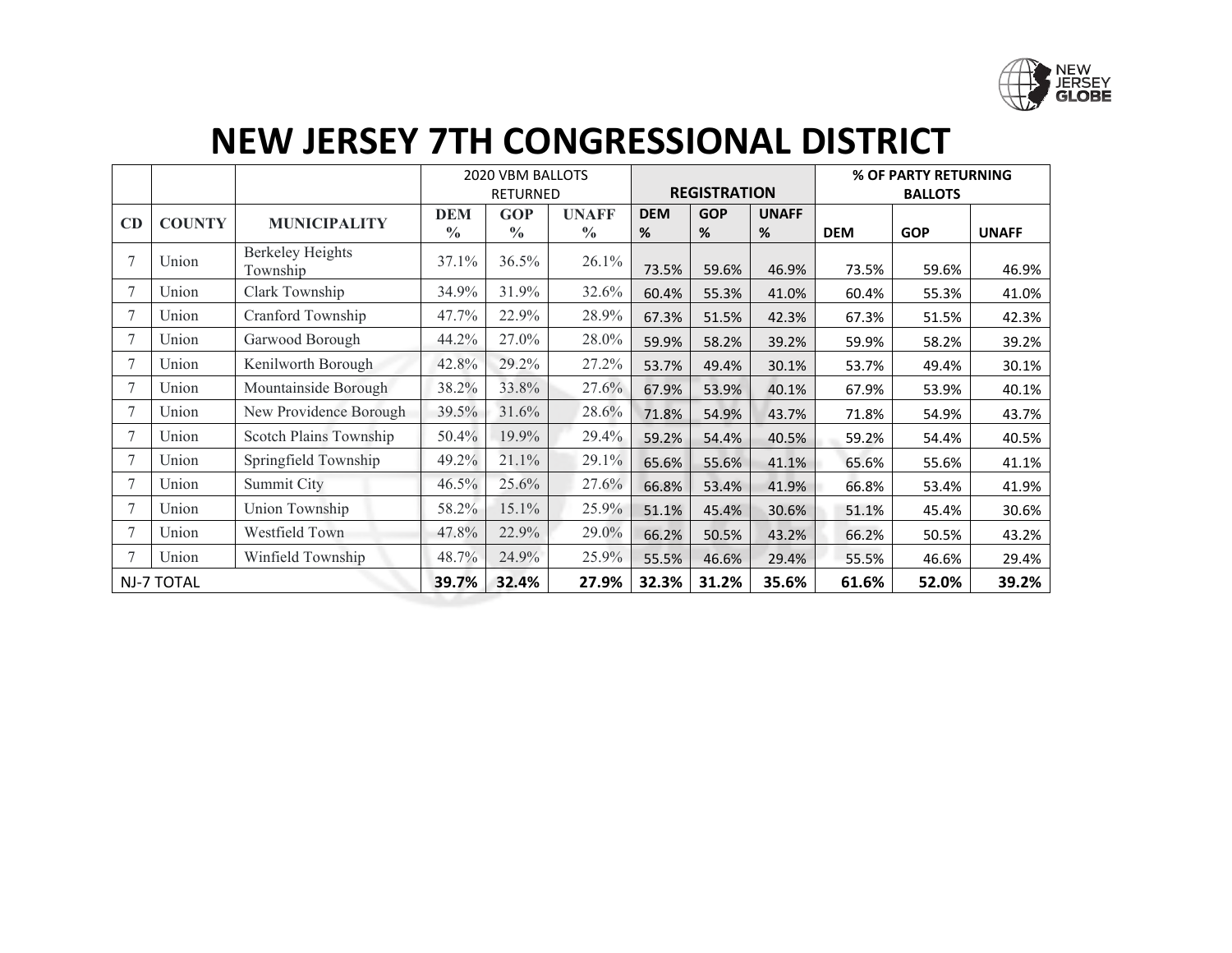# NEW JERSEY 7TH CONGRESSIONAL DISTRICT

| | | | 2020 VBM BALLOTS RETURNED | | | REGISTRATION | | | % OF PARTY RETURNING BALLOTS | | |
|---|---|---|---|---|---|---|---|---|---|---|---|
| CD | COUNTY | MUNICIPALITY | DEM % | GOP % | UNAFF % | DEM % | GOP % | UNAFF % | DEM | GOP | UNAFF |
| 7 | Union | Berkeley Heights Township | 37.1% | 36.5% | 26.1% | 73.5% | 59.6% | 46.9% | 73.5% | 59.6% | 46.9% |
| 7 | Union | Clark Township | 34.9% | 31.9% | 32.6% | 60.4% | 55.3% | 41.0% | 60.4% | 55.3% | 41.0% |
| 7 | Union | Cranford Township | 47.7% | 22.9% | 28.9% | 67.3% | 51.5% | 42.3% | 67.3% | 51.5% | 42.3% |
| 7 | Union | Garwood Borough | 44.2% | 27.0% | 28.0% | 59.9% | 58.2% | 39.2% | 59.9% | 58.2% | 39.2% |
| 7 | Union | Kenilworth Borough | 42.8% | 29.2% | 27.2% | 53.7% | 49.4% | 30.1% | 53.7% | 49.4% | 30.1% |
| 7 | Union | Mountainside Borough | 38.2% | 33.8% | 27.6% | 67.9% | 53.9% | 40.1% | 67.9% | 53.9% | 40.1% |
| 7 | Union | New Providence Borough | 39.5% | 31.6% | 28.6% | 71.8% | 54.9% | 43.7% | 71.8% | 54.9% | 43.7% |
| 7 | Union | Scotch Plains Township | 50.4% | 19.9% | 29.4% | 59.2% | 54.4% | 40.5% | 59.2% | 54.4% | 40.5% |
| 7 | Union | Springfield Township | 49.2% | 21.1% | 29.1% | 65.6% | 55.6% | 41.1% | 65.6% | 55.6% | 41.1% |
| 7 | Union | Summit City | 46.5% | 25.6% | 27.6% | 66.8% | 53.4% | 41.9% | 66.8% | 53.4% | 41.9% |
| 7 | Union | Union Township | 58.2% | 15.1% | 25.9% | 51.1% | 45.4% | 30.6% | 51.1% | 45.4% | 30.6% |
| 7 | Union | Westfield Town | 47.8% | 22.9% | 29.0% | 66.2% | 50.5% | 43.2% | 66.2% | 50.5% | 43.2% |
| 7 | Union | Winfield Township | 48.7% | 24.9% | 25.9% | 55.5% | 46.6% | 29.4% | 55.5% | 46.6% | 29.4% |
| NJ-7 TOTAL | | | **39.7%** | **32.4%** | **27.9%** | **32.3%** | **31.2%** | **35.6%** | **61.6%** | **52.0%** | **39.2%** |